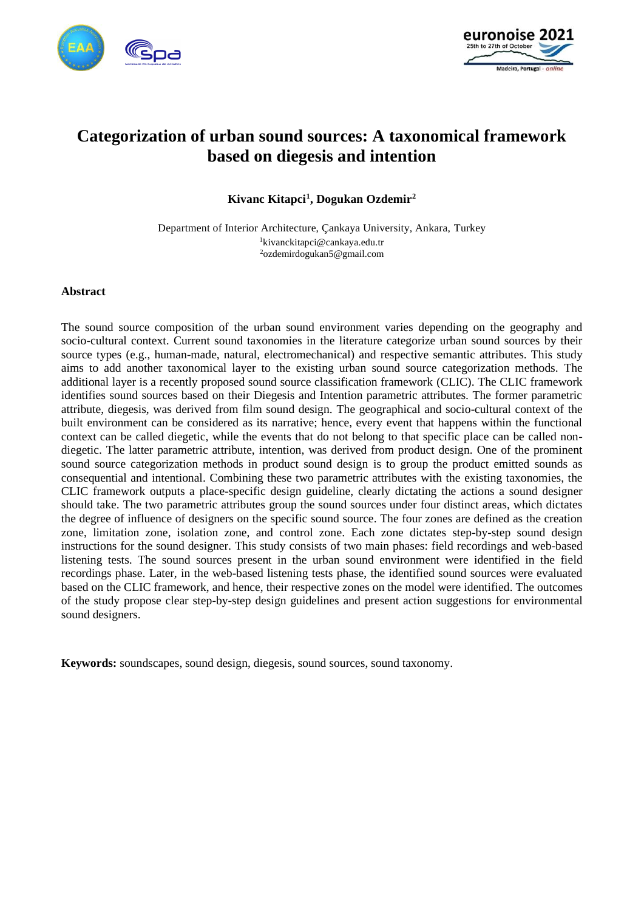# Categorization of urban sound sources: A taxonomical framework based on diegesis and intention

**Kivanc Kitapci[1], Dogukan Ozdemir[2]**

Department of Interior Architecture, Çankaya University, Ankara, Turkey
[1]kivanckitapci@cankaya.edu.tr
[2]ozdemirdogukan5@gmail.com

## Abstract

The sound source composition of the urban sound environment varies depending on the geography and socio-cultural context. Current sound taxonomies in the literature categorize urban sound sources by their source types (e.g., human-made, natural, electromechanical) and respective semantic attributes. This study aims to add another taxonomical layer to the existing urban sound source categorization methods. The additional layer is a recently proposed sound source classification framework (CLIC). The CLIC framework identifies sound sources based on their Diegesis and Intention parametric attributes. The former parametric attribute, diegesis, was derived from film sound design. The geographical and socio-cultural context of the built environment can be considered as its narrative; hence, every event that happens within the functional context can be called diegetic, while the events that do not belong to that specific place can be called non-diegetic. The latter parametric attribute, intention, was derived from product design. One of the prominent sound source categorization methods in product sound design is to group the product emitted sounds as consequential and intentional. Combining these two parametric attributes with the existing taxonomies, the CLIC framework outputs a place-specific design guideline, clearly dictating the actions a sound designer should take. The two parametric attributes group the sound sources under four distinct areas, which dictates the degree of influence of designers on the specific sound source. The four zones are defined as the creation zone, limitation zone, isolation zone, and control zone. Each zone dictates step-by-step sound design instructions for the sound designer. This study consists of two main phases: field recordings and web-based listening tests. The sound sources present in the urban sound environment were identified in the field recordings phase. Later, in the web-based listening tests phase, the identified sound sources were evaluated based on the CLIC framework, and hence, their respective zones on the model were identified. The outcomes of the study propose clear step-by-step design guidelines and present action suggestions for environmental sound designers.

**Keywords:** soundscapes, sound design, diegesis, sound sources, sound taxonomy.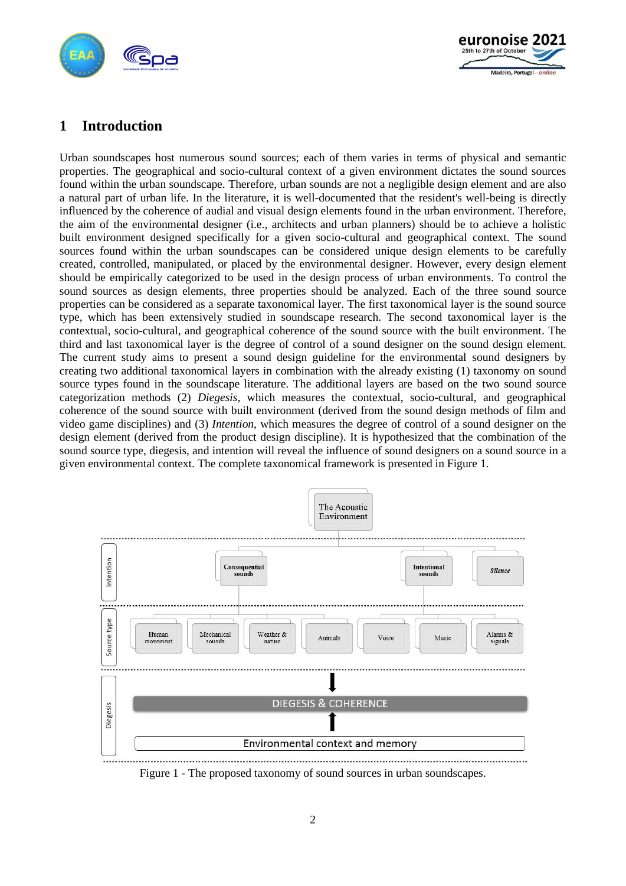# 1 Introduction

Urban soundscapes host numerous sound sources; each of them varies in terms of physical and semantic properties. The geographical and socio-cultural context of a given environment dictates the sound sources found within the urban soundscape. Therefore, urban sounds are not a negligible design element and are also a natural part of urban life. In the literature, it is well-documented that the resident's well-being is directly influenced by the coherence of audial and visual design elements found in the urban environment. Therefore, the aim of the environmental designer (i.e., architects and urban planners) should be to achieve a holistic built environment designed specifically for a given socio-cultural and geographical context. The sound sources found within the urban soundscapes can be considered unique design elements to be carefully created, controlled, manipulated, or placed by the environmental designer. However, every design element should be empirically categorized to be used in the design process of urban environments. To control the sound sources as design elements, three properties should be analyzed. Each of the three sound source properties can be considered as a separate taxonomical layer. The first taxonomical layer is the sound source type, which has been extensively studied in soundscape research. The second taxonomical layer is the contextual, socio-cultural, and geographical coherence of the sound source with the built environment. The third and last taxonomical layer is the degree of control of a sound designer on the sound design element. The current study aims to present a sound design guideline for the environmental sound designers by creating two additional taxonomical layers in combination with the already existing (1) taxonomy on sound source types found in the soundscape literature. The additional layers are based on the two sound source categorization methods (2) *Diegesis*, which measures the contextual, socio-cultural, and geographical coherence of the sound source with built environment (derived from the sound design methods of film and video game disciplines) and (3) *Intention*, which measures the degree of control of a sound designer on the design element (derived from the product design discipline). It is hypothesized that the combination of the sound source type, diegesis, and intention will reveal the influence of sound designers on a sound source in a given environmental context. The complete taxonomical framework is presented in Figure 1.

Figure 1 - The proposed taxonomy of sound sources in urban soundscapes.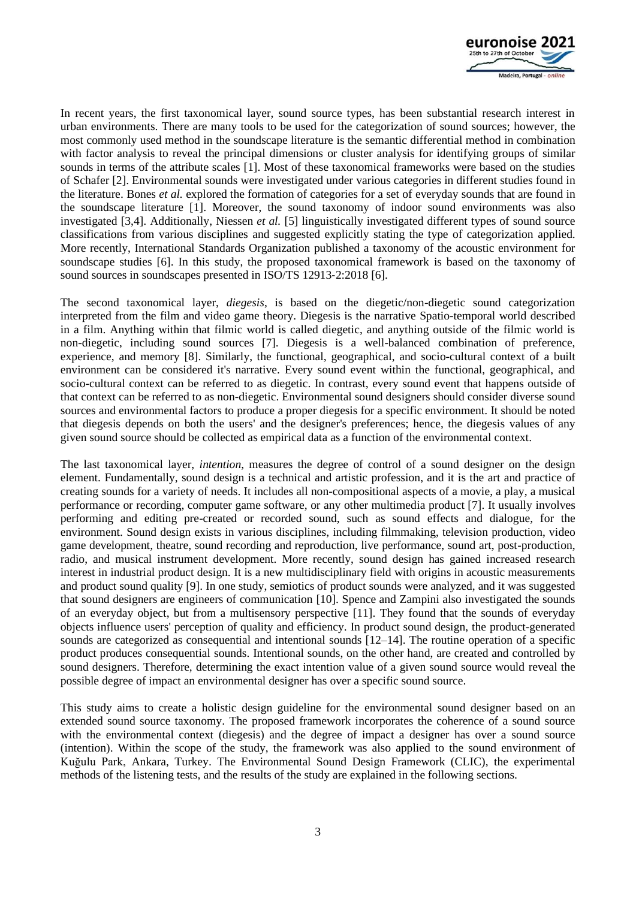In recent years, the first taxonomical layer, sound source types, has been substantial research interest in urban environments. There are many tools to be used for the categorization of sound sources; however, the most commonly used method in the soundscape literature is the semantic differential method in combination with factor analysis to reveal the principal dimensions or cluster analysis for identifying groups of similar sounds in terms of the attribute scales [1]. Most of these taxonomical frameworks were based on the studies of Schafer [2]. Environmental sounds were investigated under various categories in different studies found in the literature. Bones *et al.* explored the formation of categories for a set of everyday sounds that are found in the soundscape literature [1]. Moreover, the sound taxonomy of indoor sound environments was also investigated [3,4]. Additionally, Niessen *et al.* [5] linguistically investigated different types of sound source classifications from various disciplines and suggested explicitly stating the type of categorization applied. More recently, International Standards Organization published a taxonomy of the acoustic environment for soundscape studies [6]. In this study, the proposed taxonomical framework is based on the taxonomy of sound sources in soundscapes presented in ISO/TS 12913-2:2018 [6].

The second taxonomical layer, *diegesis*, is based on the diegetic/non-diegetic sound categorization interpreted from the film and video game theory. Diegesis is the narrative Spatio-temporal world described in a film. Anything within that filmic world is called diegetic, and anything outside of the filmic world is non-diegetic, including sound sources [7]. Diegesis is a well-balanced combination of preference, experience, and memory [8]. Similarly, the functional, geographical, and socio-cultural context of a built environment can be considered it's narrative. Every sound event within the functional, geographical, and socio-cultural context can be referred to as diegetic. In contrast, every sound event that happens outside of that context can be referred to as non-diegetic. Environmental sound designers should consider diverse sound sources and environmental factors to produce a proper diegesis for a specific environment. It should be noted that diegesis depends on both the users' and the designer's preferences; hence, the diegesis values of any given sound source should be collected as empirical data as a function of the environmental context.

The last taxonomical layer, *intention*, measures the degree of control of a sound designer on the design element. Fundamentally, sound design is a technical and artistic profession, and it is the art and practice of creating sounds for a variety of needs. It includes all non-compositional aspects of a movie, a play, a musical performance or recording, computer game software, or any other multimedia product [7]. It usually involves performing and editing pre-created or recorded sound, such as sound effects and dialogue, for the environment. Sound design exists in various disciplines, including filmmaking, television production, video game development, theatre, sound recording and reproduction, live performance, sound art, post-production, radio, and musical instrument development. More recently, sound design has gained increased research interest in industrial product design. It is a new multidisciplinary field with origins in acoustic measurements and product sound quality [9]. In one study, semiotics of product sounds were analyzed, and it was suggested that sound designers are engineers of communication [10]. Spence and Zampini also investigated the sounds of an everyday object, but from a multisensory perspective [11]. They found that the sounds of everyday objects influence users' perception of quality and efficiency. In product sound design, the product-generated sounds are categorized as consequential and intentional sounds [12–14]. The routine operation of a specific product produces consequential sounds. Intentional sounds, on the other hand, are created and controlled by sound designers. Therefore, determining the exact intention value of a given sound source would reveal the possible degree of impact an environmental designer has over a specific sound source.

This study aims to create a holistic design guideline for the environmental sound designer based on an extended sound source taxonomy. The proposed framework incorporates the coherence of a sound source with the environmental context (diegesis) and the degree of impact a designer has over a sound source (intention). Within the scope of the study, the framework was also applied to the sound environment of Kuğulu Park, Ankara, Turkey. The Environmental Sound Design Framework (CLIC), the experimental methods of the listening tests, and the results of the study are explained in the following sections.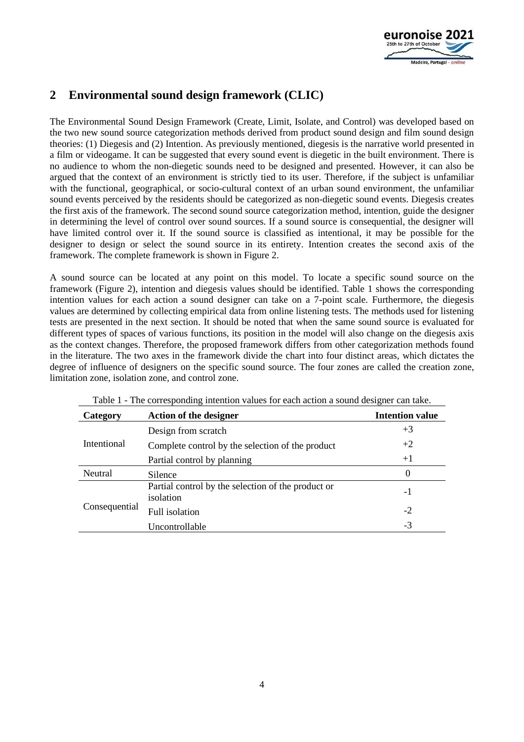## 2 Environmental sound design framework (CLIC)

The Environmental Sound Design Framework (Create, Limit, Isolate, and Control) was developed based on the two new sound source categorization methods derived from product sound design and film sound design theories: (1) Diegesis and (2) Intention. As previously mentioned, diegesis is the narrative world presented in a film or videogame. It can be suggested that every sound event is diegetic in the built environment. There is no audience to whom the non-diegetic sounds need to be designed and presented. However, it can also be argued that the context of an environment is strictly tied to its user. Therefore, if the subject is unfamiliar with the functional, geographical, or socio-cultural context of an urban sound environment, the unfamiliar sound events perceived by the residents should be categorized as non-diegetic sound events. Diegesis creates the first axis of the framework. The second sound source categorization method, intention, guide the designer in determining the level of control over sound sources. If a sound source is consequential, the designer will have limited control over it. If the sound source is classified as intentional, it may be possible for the designer to design or select the sound source in its entirety. Intention creates the second axis of the framework. The complete framework is shown in Figure 2.

A sound source can be located at any point on this model. To locate a specific sound source on the framework (Figure 2), intention and diegesis values should be identified. Table 1 shows the corresponding intention values for each action a sound designer can take on a 7-point scale. Furthermore, the diegesis values are determined by collecting empirical data from online listening tests. The methods used for listening tests are presented in the next section. It should be noted that when the same sound source is evaluated for different types of spaces of various functions, its position in the model will also change on the diegesis axis as the context changes. Therefore, the proposed framework differs from other categorization methods found in the literature. The two axes in the framework divide the chart into four distinct areas, which dictates the degree of influence of designers on the specific sound source. The four zones are called the creation zone, limitation zone, isolation zone, and control zone.

Table 1 - The corresponding intention values for each action a sound designer can take.

| Category | Action of the designer | Intention value |
|---|---|---|
| Intentional | Design from scratch | +3 |
| | Complete control by the selection of the product | +2 |
| | Partial control by planning | +1 |
| Neutral | Silence | 0 |
| Consequential | Partial control by the selection of the product or isolation | -1 |
| | Full isolation | -2 |
| | Uncontrollable | -3 |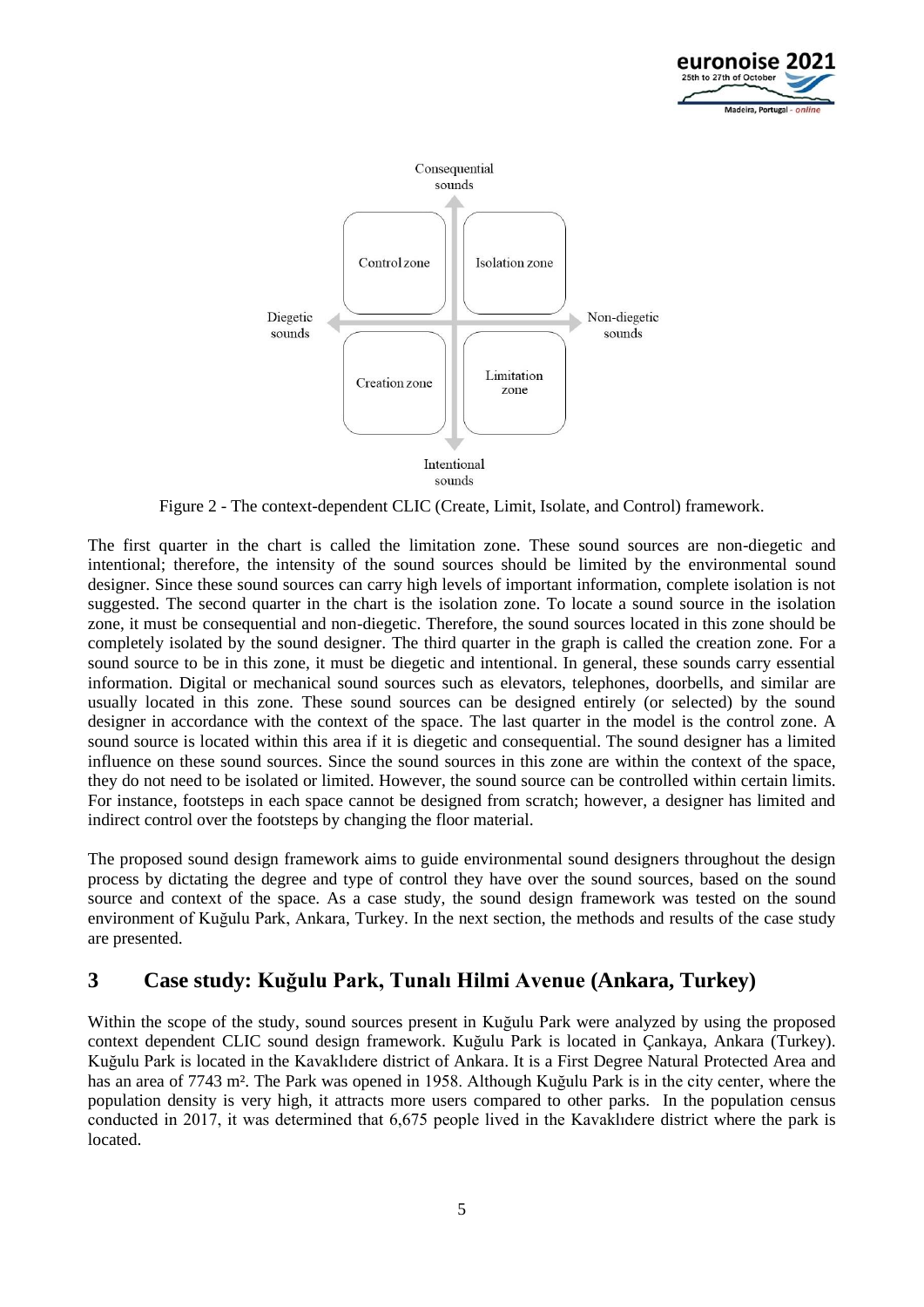Figure 2 - The context-dependent CLIC (Create, Limit, Isolate, and Control) framework.

The first quarter in the chart is called the limitation zone. These sound sources are non-diegetic and intentional; therefore, the intensity of the sound sources should be limited by the environmental sound designer. Since these sound sources can carry high levels of important information, complete isolation is not suggested. The second quarter in the chart is the isolation zone. To locate a sound source in the isolation zone, it must be consequential and non-diegetic. Therefore, the sound sources located in this zone should be completely isolated by the sound designer. The third quarter in the graph is called the creation zone. For a sound source to be in this zone, it must be diegetic and intentional. In general, these sounds carry essential information. Digital or mechanical sound sources such as elevators, telephones, doorbells, and similar are usually located in this zone. These sound sources can be designed entirely (or selected) by the sound designer in accordance with the context of the space. The last quarter in the model is the control zone. A sound source is located within this area if it is diegetic and consequential. The sound designer has a limited influence on these sound sources. Since the sound sources in this zone are within the context of the space, they do not need to be isolated or limited. However, the sound source can be controlled within certain limits. For instance, footsteps in each space cannot be designed from scratch; however, a designer has limited and indirect control over the footsteps by changing the floor material.

The proposed sound design framework aims to guide environmental sound designers throughout the design process by dictating the degree and type of control they have over the sound sources, based on the sound source and context of the space. As a case study, the sound design framework was tested on the sound environment of Kuğulu Park, Ankara, Turkey. In the next section, the methods and results of the case study are presented.

## 3 Case study: Kuğulu Park, Tunalı Hilmi Avenue (Ankara, Turkey)

Within the scope of the study, sound sources present in Kuğulu Park were analyzed by using the proposed context dependent CLIC sound design framework. Kuğulu Park is located in Çankaya, Ankara (Turkey). Kuğulu Park is located in the Kavaklıdere district of Ankara. It is a First Degree Natural Protected Area and has an area of 7743 m². The Park was opened in 1958. Although Kuğulu Park is in the city center, where the population density is very high, it attracts more users compared to other parks. In the population census conducted in 2017, it was determined that 6,675 people lived in the Kavaklıdere district where the park is located.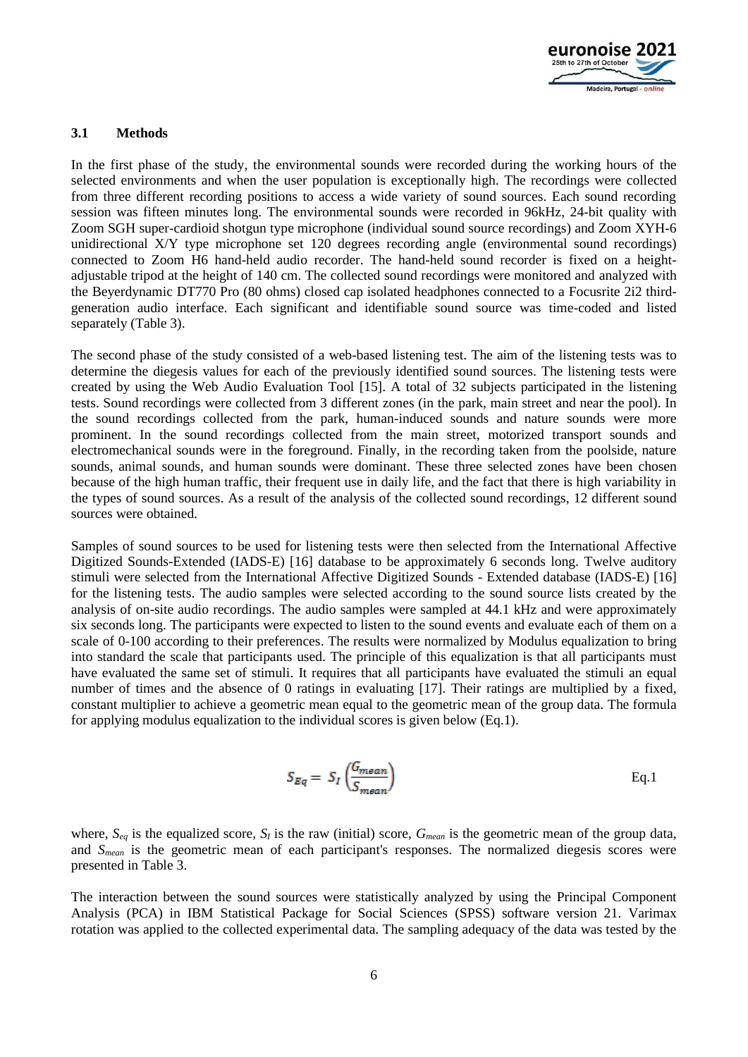### 3.1 Methods

In the first phase of the study, the environmental sounds were recorded during the working hours of the selected environments and when the user population is exceptionally high. The recordings were collected from three different recording positions to access a wide variety of sound sources. Each sound recording session was fifteen minutes long. The environmental sounds were recorded in 96kHz, 24-bit quality with Zoom SGH super-cardioid shotgun type microphone (individual sound source recordings) and Zoom XYH-6 unidirectional X/Y type microphone set 120 degrees recording angle (environmental sound recordings) connected to Zoom H6 hand-held audio recorder. The hand-held sound recorder is fixed on a height-adjustable tripod at the height of 140 cm. The collected sound recordings were monitored and analyzed with the Beyerdynamic DT770 Pro (80 ohms) closed cap isolated headphones connected to a Focusrite 2i2 third-generation audio interface. Each significant and identifiable sound source was time-coded and listed separately (Table 3).

The second phase of the study consisted of a web-based listening test. The aim of the listening tests was to determine the diegesis values for each of the previously identified sound sources. The listening tests were created by using the Web Audio Evaluation Tool [15]. A total of 32 subjects participated in the listening tests. Sound recordings were collected from 3 different zones (in the park, main street and near the pool). In the sound recordings collected from the park, human-induced sounds and nature sounds were more prominent. In the sound recordings collected from the main street, motorized transport sounds and electromechanical sounds were in the foreground. Finally, in the recording taken from the poolside, nature sounds, animal sounds, and human sounds were dominant. These three selected zones have been chosen because of the high human traffic, their frequent use in daily life, and the fact that there is high variability in the types of sound sources. As a result of the analysis of the collected sound recordings, 12 different sound sources were obtained.

Samples of sound sources to be used for listening tests were then selected from the International Affective Digitized Sounds-Extended (IADS-E) [16] database to be approximately 6 seconds long. Twelve auditory stimuli were selected from the International Affective Digitized Sounds - Extended database (IADS-E) [16] for the listening tests. The audio samples were selected according to the sound source lists created by the analysis of on-site audio recordings. The audio samples were sampled at 44.1 kHz and were approximately six seconds long. The participants were expected to listen to the sound events and evaluate each of them on a scale of 0-100 according to their preferences. The results were normalized by Modulus equalization to bring into standard the scale that participants used. The principle of this equalization is that all participants must have evaluated the same set of stimuli. It requires that all participants have evaluated the stimuli an equal number of times and the absence of 0 ratings in evaluating [17]. Their ratings are multiplied by a fixed, constant multiplier to achieve a geometric mean equal to the geometric mean of the group data. The formula for applying modulus equalization to the individual scores is given below (Eq.1).

$$S_{Eq} = S_I \left(\frac{G_{mean}}{S_{mean}}\right) \qquad \text{Eq.1}$$

where, $S_{eq}$ is the equalized score, $S_I$ is the raw (initial) score, $G_{mean}$ is the geometric mean of the group data, and $S_{mean}$ is the geometric mean of each participant's responses. The normalized diegesis scores were presented in Table 3.

The interaction between the sound sources were statistically analyzed by using the Principal Component Analysis (PCA) in IBM Statistical Package for Social Sciences (SPSS) software version 21. Varimax rotation was applied to the collected experimental data. The sampling adequacy of the data was tested by the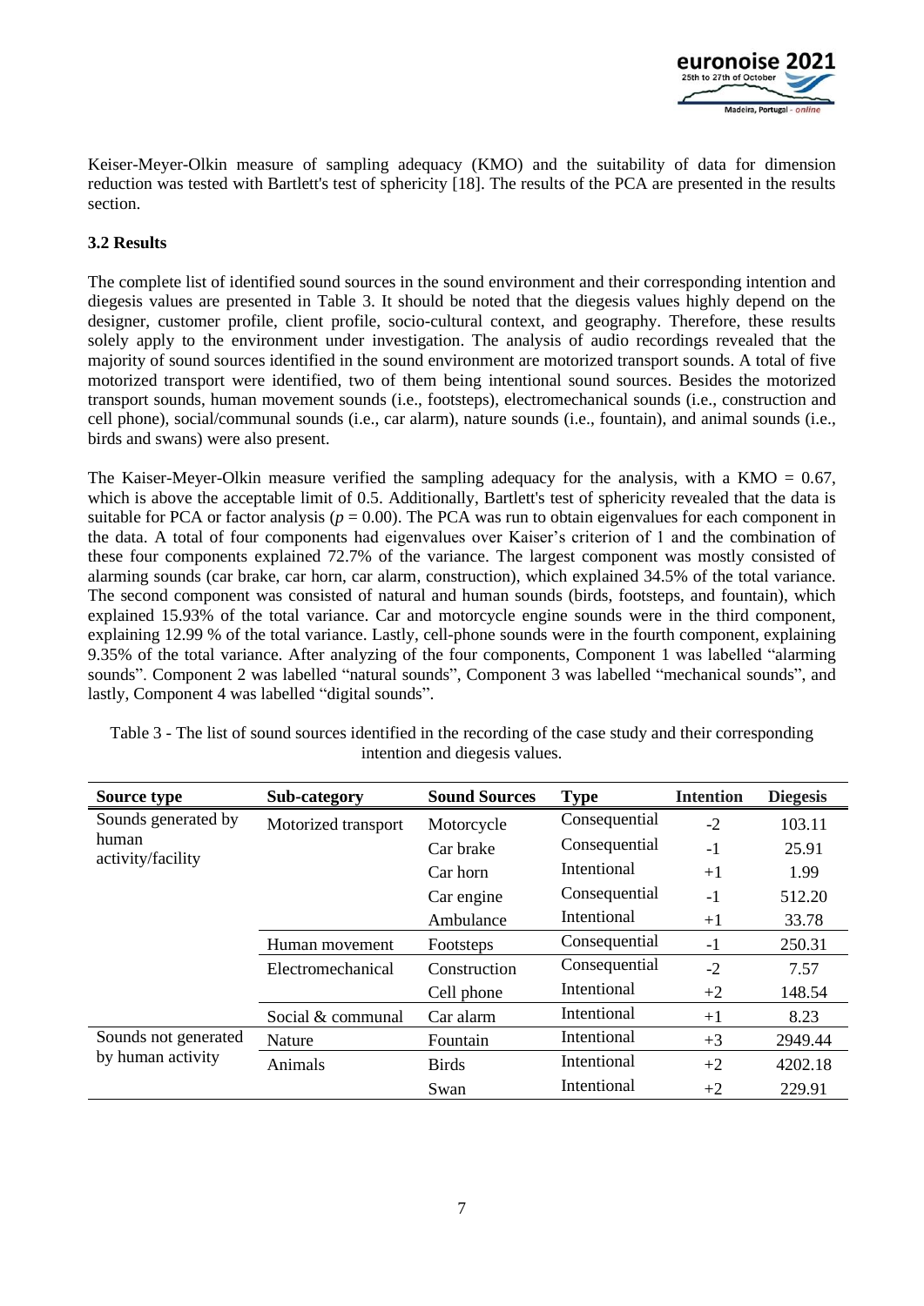Keiser-Meyer-Olkin measure of sampling adequacy (KMO) and the suitability of data for dimension reduction was tested with Bartlett's test of sphericity [18]. The results of the PCA are presented in the results section.

### 3.2 Results

The complete list of identified sound sources in the sound environment and their corresponding intention and diegesis values are presented in Table 3. It should be noted that the diegesis values highly depend on the designer, customer profile, client profile, socio-cultural context, and geography. Therefore, these results solely apply to the environment under investigation. The analysis of audio recordings revealed that the majority of sound sources identified in the sound environment are motorized transport sounds. A total of five motorized transport were identified, two of them being intentional sound sources. Besides the motorized transport sounds, human movement sounds (i.e., footsteps), electromechanical sounds (i.e., construction and cell phone), social/communal sounds (i.e., car alarm), nature sounds (i.e., fountain), and animal sounds (i.e., birds and swans) were also present.

The Kaiser-Meyer-Olkin measure verified the sampling adequacy for the analysis, with a KMO = 0.67, which is above the acceptable limit of 0.5. Additionally, Bartlett's test of sphericity revealed that the data is suitable for PCA or factor analysis ($p = 0.00$). The PCA was run to obtain eigenvalues for each component in the data. A total of four components had eigenvalues over Kaiser's criterion of 1 and the combination of these four components explained 72.7% of the variance. The largest component was mostly consisted of alarming sounds (car brake, car horn, car alarm, construction), which explained 34.5% of the total variance. The second component was consisted of natural and human sounds (birds, footsteps, and fountain), which explained 15.93% of the total variance. Car and motorcycle engine sounds were in the third component, explaining 12.99 % of the total variance. Lastly, cell-phone sounds were in the fourth component, explaining 9.35% of the total variance. After analyzing of the four components, Component 1 was labelled "alarming sounds". Component 2 was labelled "natural sounds", Component 3 was labelled "mechanical sounds", and lastly, Component 4 was labelled "digital sounds".

Table 3 - The list of sound sources identified in the recording of the case study and their corresponding intention and diegesis values.

| Source type | Sub-category | Sound Sources | Type | Intention | Diegesis |
|---|---|---|---|---|---|
| Sounds generated by human activity/facility | Motorized transport | Motorcycle | Consequential | -2 | 103.11 |
| | | Car brake | Consequential | -1 | 25.91 |
| | | Car horn | Intentional | +1 | 1.99 |
| | | Car engine | Consequential | -1 | 512.20 |
| | | Ambulance | Intentional | +1 | 33.78 |
| | Human movement | Footsteps | Consequential | -1 | 250.31 |
| | Electromechanical | Construction | Consequential | -2 | 7.57 |
| | | Cell phone | Intentional | +2 | 148.54 |
| | Social & communal | Car alarm | Intentional | +1 | 8.23 |
| Sounds not generated by human activity | Nature | Fountain | Intentional | +3 | 2949.44 |
| | Animals | Birds | Intentional | +2 | 4202.18 |
| | | Swan | Intentional | +2 | 229.91 |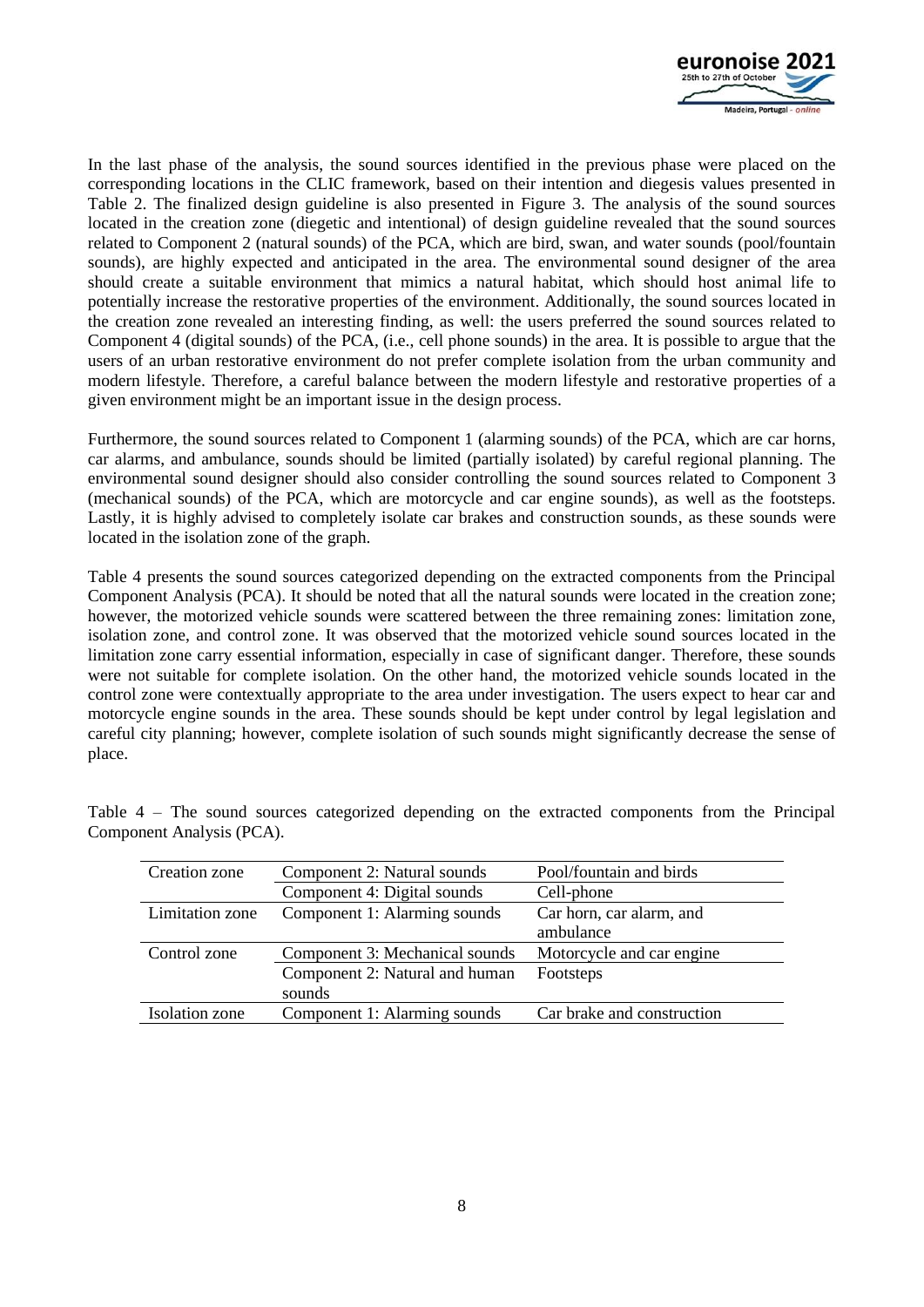In the last phase of the analysis, the sound sources identified in the previous phase were placed on the corresponding locations in the CLIC framework, based on their intention and diegesis values presented in Table 2. The finalized design guideline is also presented in Figure 3. The analysis of the sound sources located in the creation zone (diegetic and intentional) of design guideline revealed that the sound sources related to Component 2 (natural sounds) of the PCA, which are bird, swan, and water sounds (pool/fountain sounds), are highly expected and anticipated in the area. The environmental sound designer of the area should create a suitable environment that mimics a natural habitat, which should host animal life to potentially increase the restorative properties of the environment. Additionally, the sound sources located in the creation zone revealed an interesting finding, as well: the users preferred the sound sources related to Component 4 (digital sounds) of the PCA, (i.e., cell phone sounds) in the area. It is possible to argue that the users of an urban restorative environment do not prefer complete isolation from the urban community and modern lifestyle. Therefore, a careful balance between the modern lifestyle and restorative properties of a given environment might be an important issue in the design process.

Furthermore, the sound sources related to Component 1 (alarming sounds) of the PCA, which are car horns, car alarms, and ambulance, sounds should be limited (partially isolated) by careful regional planning. The environmental sound designer should also consider controlling the sound sources related to Component 3 (mechanical sounds) of the PCA, which are motorcycle and car engine sounds), as well as the footsteps. Lastly, it is highly advised to completely isolate car brakes and construction sounds, as these sounds were located in the isolation zone of the graph.

Table 4 presents the sound sources categorized depending on the extracted components from the Principal Component Analysis (PCA). It should be noted that all the natural sounds were located in the creation zone; however, the motorized vehicle sounds were scattered between the three remaining zones: limitation zone, isolation zone, and control zone. It was observed that the motorized vehicle sound sources located in the limitation zone carry essential information, especially in case of significant danger. Therefore, these sounds were not suitable for complete isolation. On the other hand, the motorized vehicle sounds located in the control zone were contextually appropriate to the area under investigation. The users expect to hear car and motorcycle engine sounds in the area. These sounds should be kept under control by legal legislation and careful city planning; however, complete isolation of such sounds might significantly decrease the sense of place.

Table 4 – The sound sources categorized depending on the extracted components from the Principal Component Analysis (PCA).

| | | |
|---|---|---|
| Creation zone | Component 2: Natural sounds | Pool/fountain and birds |
| | Component 4: Digital sounds | Cell-phone |
| Limitation zone | Component 1: Alarming sounds | Car horn, car alarm, and ambulance |
| Control zone | Component 3: Mechanical sounds | Motorcycle and car engine |
| | Component 2: Natural and human sounds | Footsteps |
| Isolation zone | Component 1: Alarming sounds | Car brake and construction |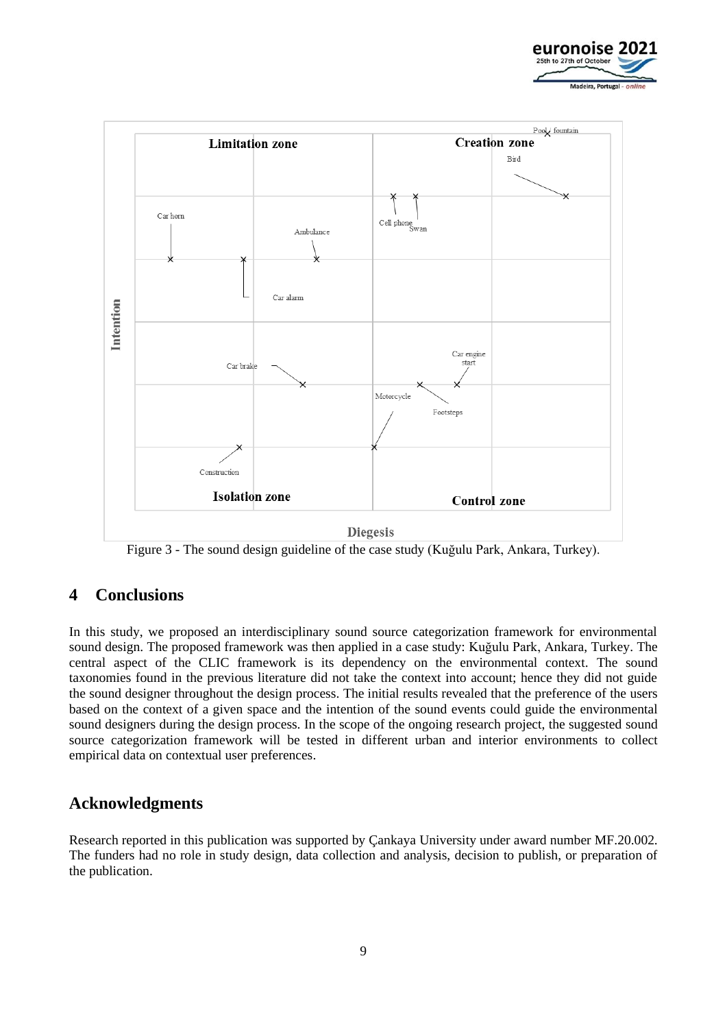Limitation zone

Creation zone

Pool / fountain

Bird

Car horn

Ambulance

Cell phone

Swan

Car alarm

Intention

Car brake

Car engine start

Motorcycle

Footsteps

Construction

Isolation zone

Control zone

Diegesis

Figure 3 - The sound design guideline of the case study (Kuğulu Park, Ankara, Turkey).

# 4 Conclusions

In this study, we proposed an interdisciplinary sound source categorization framework for environmental sound design. The proposed framework was then applied in a case study: Kuğulu Park, Ankara, Turkey. The central aspect of the CLIC framework is its dependency on the environmental context. The sound taxonomies found in the previous literature did not take the context into account; hence they did not guide the sound designer throughout the design process. The initial results revealed that the preference of the users based on the context of a given space and the intention of the sound events could guide the environmental sound designers during the design process. In the scope of the ongoing research project, the suggested sound source categorization framework will be tested in different urban and interior environments to collect empirical data on contextual user preferences.

# Acknowledgments

Research reported in this publication was supported by Çankaya University under award number MF.20.002. The funders had no role in study design, data collection and analysis, decision to publish, or preparation of the publication.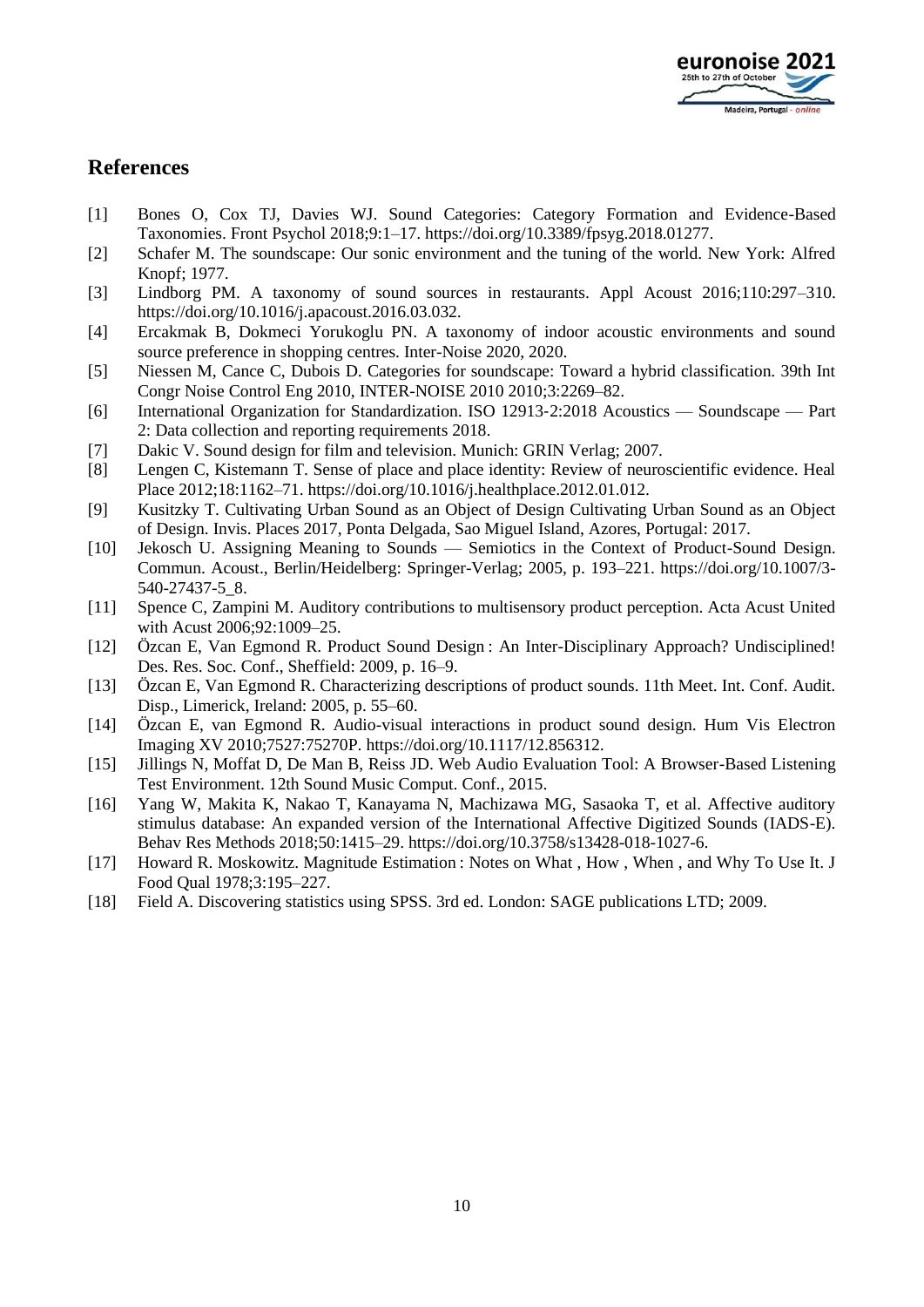## References

[1] Bones O, Cox TJ, Davies WJ. Sound Categories: Category Formation and Evidence-Based Taxonomies. Front Psychol 2018;9:1–17. https://doi.org/10.3389/fpsyg.2018.01277.

[2] Schafer M. The soundscape: Our sonic environment and the tuning of the world. New York: Alfred Knopf; 1977.

[3] Lindborg PM. A taxonomy of sound sources in restaurants. Appl Acoust 2016;110:297–310. https://doi.org/10.1016/j.apacoust.2016.03.032.

[4] Ercakmak B, Dokmeci Yorukoglu PN. A taxonomy of indoor acoustic environments and sound source preference in shopping centres. Inter-Noise 2020, 2020.

[5] Niessen M, Cance C, Dubois D. Categories for soundscape: Toward a hybrid classification. 39th Int Congr Noise Control Eng 2010, INTER-NOISE 2010 2010;3:2269–82.

[6] International Organization for Standardization. ISO 12913-2:2018 Acoustics — Soundscape — Part 2: Data collection and reporting requirements 2018.

[7] Dakic V. Sound design for film and television. Munich: GRIN Verlag; 2007.

[8] Lengen C, Kistemann T. Sense of place and place identity: Review of neuroscientific evidence. Heal Place 2012;18:1162–71. https://doi.org/10.1016/j.healthplace.2012.01.012.

[9] Kusitzky T. Cultivating Urban Sound as an Object of Design Cultivating Urban Sound as an Object of Design. Invis. Places 2017, Ponta Delgada, Sao Miguel Island, Azores, Portugal: 2017.

[10] Jekosch U. Assigning Meaning to Sounds — Semiotics in the Context of Product-Sound Design. Commun. Acoust., Berlin/Heidelberg: Springer-Verlag; 2005, p. 193–221. https://doi.org/10.1007/3-540-27437-5_8.

[11] Spence C, Zampini M. Auditory contributions to multisensory product perception. Acta Acust United with Acust 2006;92:1009–25.

[12] Özcan E, Van Egmond R. Product Sound Design : An Inter-Disciplinary Approach? Undisciplined! Des. Res. Soc. Conf., Sheffield: 2009, p. 16–9.

[13] Özcan E, Van Egmond R. Characterizing descriptions of product sounds. 11th Meet. Int. Conf. Audit. Disp., Limerick, Ireland: 2005, p. 55–60.

[14] Özcan E, van Egmond R. Audio-visual interactions in product sound design. Hum Vis Electron Imaging XV 2010;7527:75270P. https://doi.org/10.1117/12.856312.

[15] Jillings N, Moffat D, De Man B, Reiss JD. Web Audio Evaluation Tool: A Browser-Based Listening Test Environment. 12th Sound Music Comput. Conf., 2015.

[16] Yang W, Makita K, Nakao T, Kanayama N, Machizawa MG, Sasaoka T, et al. Affective auditory stimulus database: An expanded version of the International Affective Digitized Sounds (IADS-E). Behav Res Methods 2018;50:1415–29. https://doi.org/10.3758/s13428-018-1027-6.

[17] Howard R. Moskowitz. Magnitude Estimation : Notes on What , How , When , and Why To Use It. J Food Qual 1978;3:195–227.

[18] Field A. Discovering statistics using SPSS. 3rd ed. London: SAGE publications LTD; 2009.